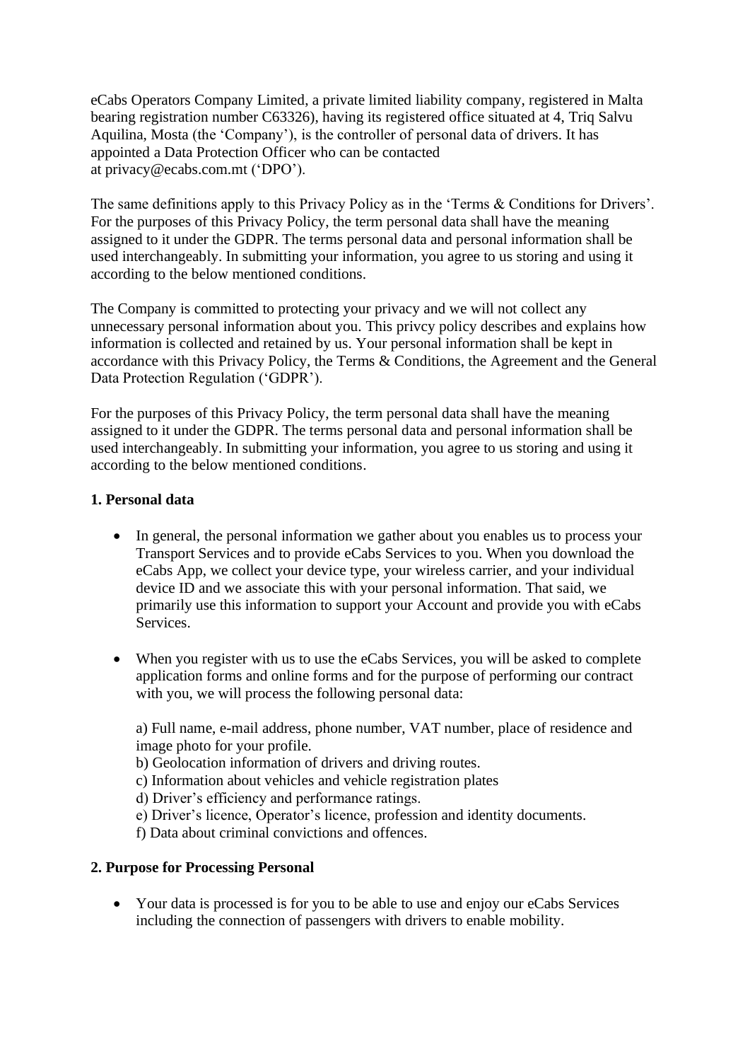eCabs Operators Company Limited, a private limited liability company, registered in Malta bearing registration number C63326), having its registered office situated at 4, Triq Salvu Aquilina, Mosta (the 'Company'), is the controller of personal data of drivers. It has appointed a Data Protection Officer who can be contacted at privacy@ecabs.com.mt ('DPO').

The same definitions apply to this Privacy Policy as in the 'Terms & Conditions for Drivers'. For the purposes of this Privacy Policy, the term personal data shall have the meaning assigned to it under the GDPR. The terms personal data and personal information shall be used interchangeably. In submitting your information, you agree to us storing and using it according to the below mentioned conditions.

The Company is committed to protecting your privacy and we will not collect any unnecessary personal information about you. This privcy policy describes and explains how information is collected and retained by us. Your personal information shall be kept in accordance with this Privacy Policy, the Terms & Conditions, the Agreement and the General Data Protection Regulation ('GDPR').

For the purposes of this Privacy Policy, the term personal data shall have the meaning assigned to it under the GDPR. The terms personal data and personal information shall be used interchangeably. In submitting your information, you agree to us storing and using it according to the below mentioned conditions.

**1. Personal data**

- In general, the personal information we gather about you enables us to process your Transport Services and to provide eCabs Services to you. When you download the eCabs App, we collect your device type, your wireless carrier, and your individual device ID and we associate this with your personal information. That said, we primarily use this information to support your Account and provide you with eCabs Services.

- When you register with us to use the eCabs Services, you will be asked to complete application forms and online forms and for the purpose of performing our contract with you, we will process the following personal data:

  a) Full name, e-mail address, phone number, VAT number, place of residence and image photo for your profile.
  b) Geolocation information of drivers and driving routes.
  c) Information about vehicles and vehicle registration plates
  d) Driver's efficiency and performance ratings.
  e) Driver's licence, Operator's licence, profession and identity documents.
  f) Data about criminal convictions and offences.

**2. Purpose for Processing Personal**

- Your data is processed is for you to be able to use and enjoy our eCabs Services including the connection of passengers with drivers to enable mobility.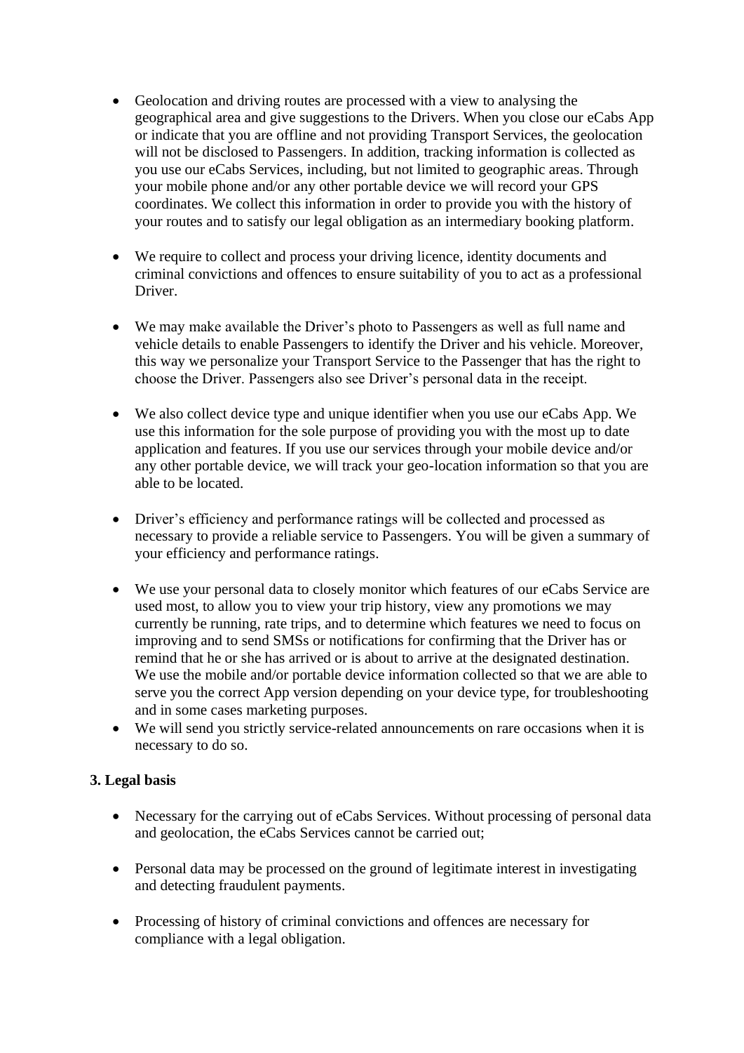- Geolocation and driving routes are processed with a view to analysing the geographical area and give suggestions to the Drivers. When you close our eCabs App or indicate that you are offline and not providing Transport Services, the geolocation will not be disclosed to Passengers. In addition, tracking information is collected as you use our eCabs Services, including, but not limited to geographic areas. Through your mobile phone and/or any other portable device we will record your GPS coordinates. We collect this information in order to provide you with the history of your routes and to satisfy our legal obligation as an intermediary booking platform.

- We require to collect and process your driving licence, identity documents and criminal convictions and offences to ensure suitability of you to act as a professional Driver.

- We may make available the Driver's photo to Passengers as well as full name and vehicle details to enable Passengers to identify the Driver and his vehicle. Moreover, this way we personalize your Transport Service to the Passenger that has the right to choose the Driver. Passengers also see Driver's personal data in the receipt.

- We also collect device type and unique identifier when you use our eCabs App. We use this information for the sole purpose of providing you with the most up to date application and features. If you use our services through your mobile device and/or any other portable device, we will track your geo-location information so that you are able to be located.

- Driver's efficiency and performance ratings will be collected and processed as necessary to provide a reliable service to Passengers. You will be given a summary of your efficiency and performance ratings.

- We use your personal data to closely monitor which features of our eCabs Service are used most, to allow you to view your trip history, view any promotions we may currently be running, rate trips, and to determine which features we need to focus on improving and to send SMSs or notifications for confirming that the Driver has or remind that he or she has arrived or is about to arrive at the designated destination. We use the mobile and/or portable device information collected so that we are able to serve you the correct App version depending on your device type, for troubleshooting and in some cases marketing purposes.
- We will send you strictly service-related announcements on rare occasions when it is necessary to do so.

**3. Legal basis**

- Necessary for the carrying out of eCabs Services. Without processing of personal data and geolocation, the eCabs Services cannot be carried out;

- Personal data may be processed on the ground of legitimate interest in investigating and detecting fraudulent payments.

- Processing of history of criminal convictions and offences are necessary for compliance with a legal obligation.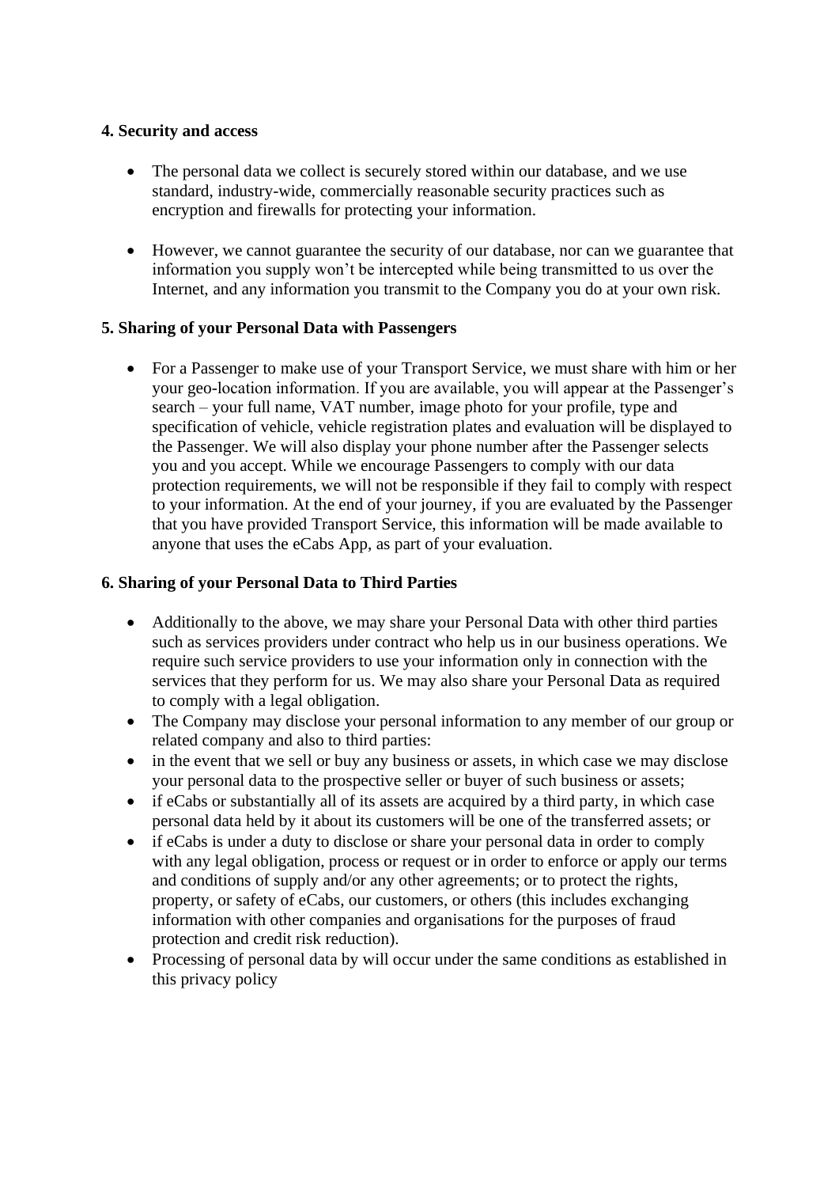**4. Security and access**

- The personal data we collect is securely stored within our database, and we use standard, industry-wide, commercially reasonable security practices such as encryption and firewalls for protecting your information.

- However, we cannot guarantee the security of our database, nor can we guarantee that information you supply won't be intercepted while being transmitted to us over the Internet, and any information you transmit to the Company you do at your own risk.

**5. Sharing of your Personal Data with Passengers**

- For a Passenger to make use of your Transport Service, we must share with him or her your geo-location information. If you are available, you will appear at the Passenger's search – your full name, VAT number, image photo for your profile, type and specification of vehicle, vehicle registration plates and evaluation will be displayed to the Passenger. We will also display your phone number after the Passenger selects you and you accept. While we encourage Passengers to comply with our data protection requirements, we will not be responsible if they fail to comply with respect to your information. At the end of your journey, if you are evaluated by the Passenger that you have provided Transport Service, this information will be made available to anyone that uses the eCabs App, as part of your evaluation.

**6. Sharing of your Personal Data to Third Parties**

- Additionally to the above, we may share your Personal Data with other third parties such as services providers under contract who help us in our business operations. We require such service providers to use your information only in connection with the services that they perform for us. We may also share your Personal Data as required to comply with a legal obligation.
- The Company may disclose your personal information to any member of our group or related company and also to third parties:
- in the event that we sell or buy any business or assets, in which case we may disclose your personal data to the prospective seller or buyer of such business or assets;
- if eCabs or substantially all of its assets are acquired by a third party, in which case personal data held by it about its customers will be one of the transferred assets; or
- if eCabs is under a duty to disclose or share your personal data in order to comply with any legal obligation, process or request or in order to enforce or apply our terms and conditions of supply and/or any other agreements; or to protect the rights, property, or safety of eCabs, our customers, or others (this includes exchanging information with other companies and organisations for the purposes of fraud protection and credit risk reduction).
- Processing of personal data by will occur under the same conditions as established in this privacy policy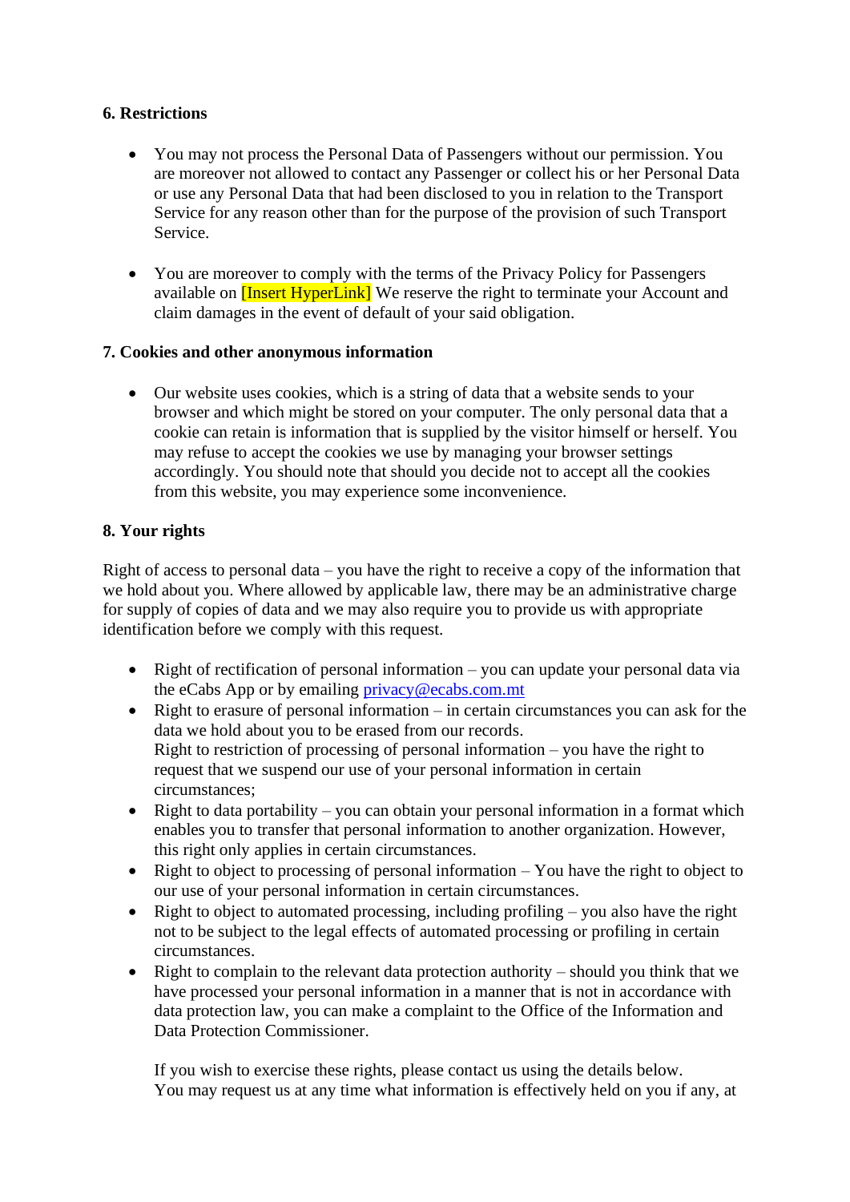**6. Restrictions**

- You may not process the Personal Data of Passengers without our permission. You are moreover not allowed to contact any Passenger or collect his or her Personal Data or use any Personal Data that had been disclosed to you in relation to the Transport Service for any reason other than for the purpose of the provision of such Transport Service.

- You are moreover to comply with the terms of the Privacy Policy for Passengers available on [Insert HyperLink] We reserve the right to terminate your Account and claim damages in the event of default of your said obligation.

**7. Cookies and other anonymous information**

- Our website uses cookies, which is a string of data that a website sends to your browser and which might be stored on your computer. The only personal data that a cookie can retain is information that is supplied by the visitor himself or herself. You may refuse to accept the cookies we use by managing your browser settings accordingly. You should note that should you decide not to accept all the cookies from this website, you may experience some inconvenience.

**8. Your rights**

Right of access to personal data – you have the right to receive a copy of the information that we hold about you. Where allowed by applicable law, there may be an administrative charge for supply of copies of data and we may also require you to provide us with appropriate identification before we comply with this request.

- Right of rectification of personal information – you can update your personal data via the eCabs App or by emailing privacy@ecabs.com.mt
- Right to erasure of personal information – in certain circumstances you can ask for the data we hold about you to be erased from our records.
  Right to restriction of processing of personal information – you have the right to request that we suspend our use of your personal information in certain circumstances;
- Right to data portability – you can obtain your personal information in a format which enables you to transfer that personal information to another organization. However, this right only applies in certain circumstances.
- Right to object to processing of personal information – You have the right to object to our use of your personal information in certain circumstances.
- Right to object to automated processing, including profiling – you also have the right not to be subject to the legal effects of automated processing or profiling in certain circumstances.
- Right to complain to the relevant data protection authority – should you think that we have processed your personal information in a manner that is not in accordance with data protection law, you can make a complaint to the Office of the Information and Data Protection Commissioner.

  If you wish to exercise these rights, please contact us using the details below.
  You may request us at any time what information is effectively held on you if any, at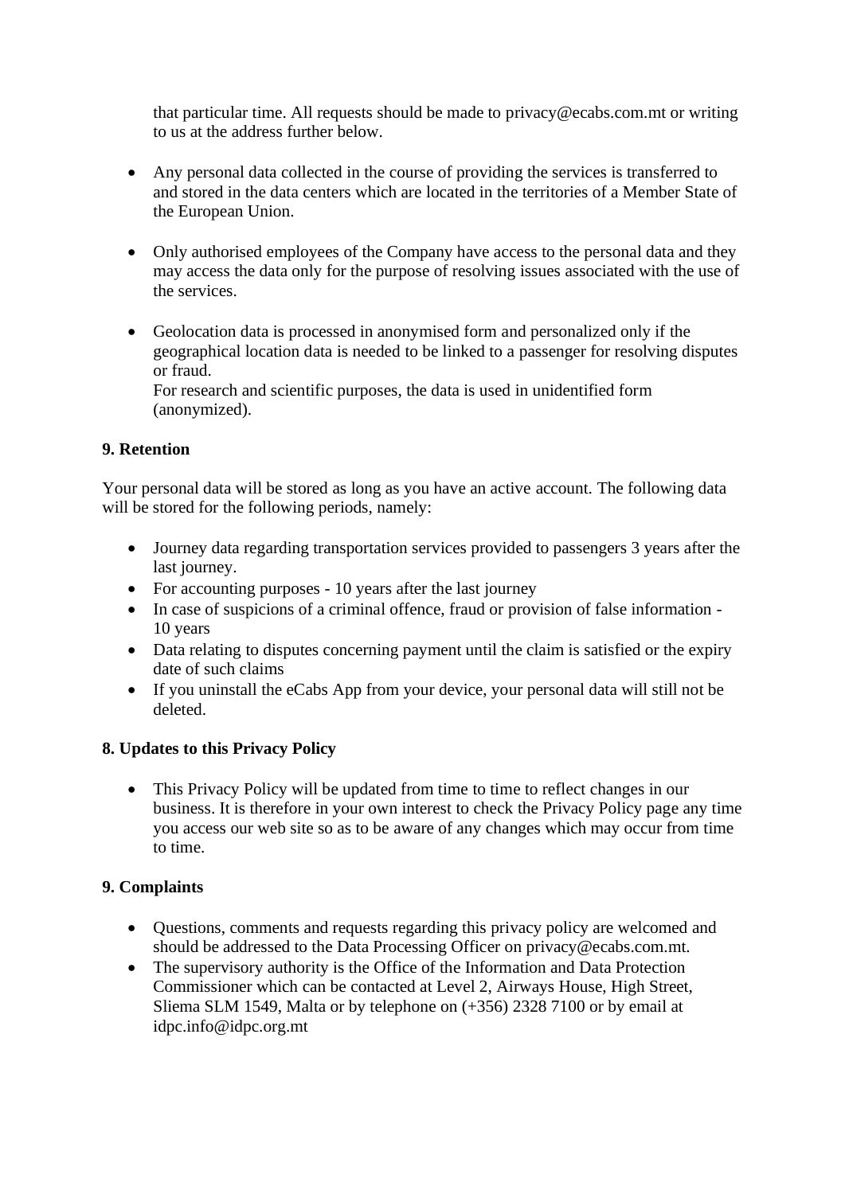that particular time. All requests should be made to privacy@ecabs.com.mt or writing to us at the address further below.

- Any personal data collected in the course of providing the services is transferred to and stored in the data centers which are located in the territories of a Member State of the European Union.

- Only authorised employees of the Company have access to the personal data and they may access the data only for the purpose of resolving issues associated with the use of the services.

- Geolocation data is processed in anonymised form and personalized only if the geographical location data is needed to be linked to a passenger for resolving disputes or fraud.
  For research and scientific purposes, the data is used in unidentified form (anonymized).

**9. Retention**

Your personal data will be stored as long as you have an active account. The following data will be stored for the following periods, namely:

- Journey data regarding transportation services provided to passengers 3 years after the last journey.
- For accounting purposes - 10 years after the last journey
- In case of suspicions of a criminal offence, fraud or provision of false information - 10 years
- Data relating to disputes concerning payment until the claim is satisfied or the expiry date of such claims
- If you uninstall the eCabs App from your device, your personal data will still not be deleted.

**8. Updates to this Privacy Policy**

- This Privacy Policy will be updated from time to time to reflect changes in our business. It is therefore in your own interest to check the Privacy Policy page any time you access our web site so as to be aware of any changes which may occur from time to time.

**9. Complaints**

- Questions, comments and requests regarding this privacy policy are welcomed and should be addressed to the Data Processing Officer on privacy@ecabs.com.mt.
- The supervisory authority is the Office of the Information and Data Protection Commissioner which can be contacted at Level 2, Airways House, High Street, Sliema SLM 1549, Malta or by telephone on (+356) 2328 7100 or by email at idpc.info@idpc.org.mt